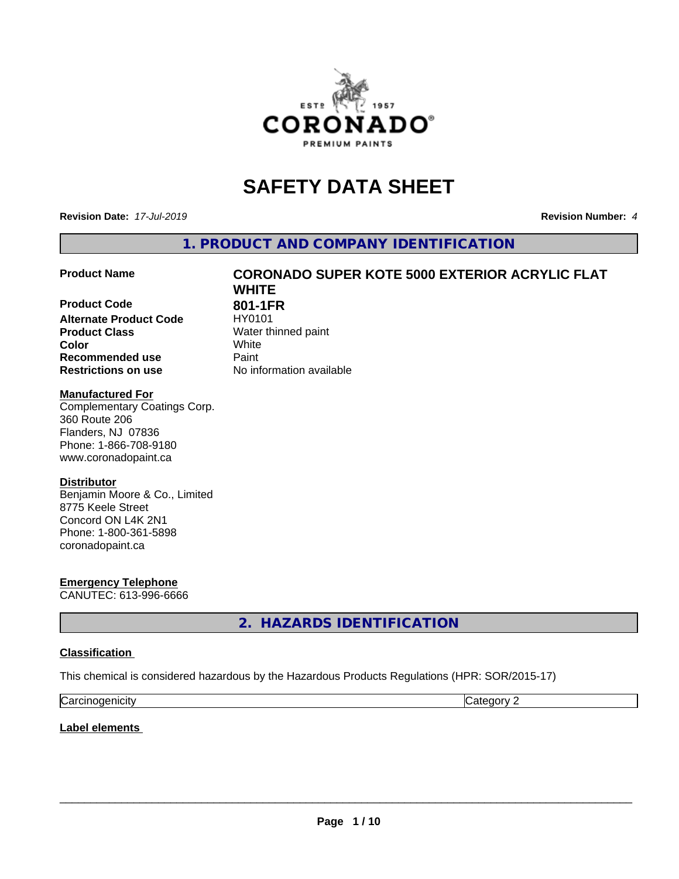# SAFETY DATA SHEET

**Revision Date:** *17-Jul-2019* **Revision Number:** *4*

## 1. PRODUCT AND COMPANY IDENTIFICATION

| | |
|---|---|
| **Product Name** | **CORONADO SUPER KOTE 5000 EXTERIOR ACRYLIC FLAT WHITE** |
| **Product Code** | **801-1FR** |
| **Alternate Product Code** | HY0101 |
| **Product Class** | Water thinned paint |
| **Color** | White |
| **Recommended use** | Paint |
| **Restrictions on use** | No information available |

**Manufactured For**
Complementary Coatings Corp.
360 Route 206
Flanders, NJ 07836
Phone: 1-866-708-9180
www.coronadopaint.ca

**Distributor**
Benjamin Moore & Co., Limited
8775 Keele Street
Concord ON L4K 2N1
Phone: 1-800-361-5898
coronadopaint.ca

**Emergency Telephone**
CANUTEC: 613-996-6666

## 2. HAZARDS IDENTIFICATION

**Classification**

This chemical is considered hazardous by the Hazardous Products Regulations (HPR: SOR/2015-17)

| | |
|---|---|
| Carcinogenicity | Category 2 |

**Label elements**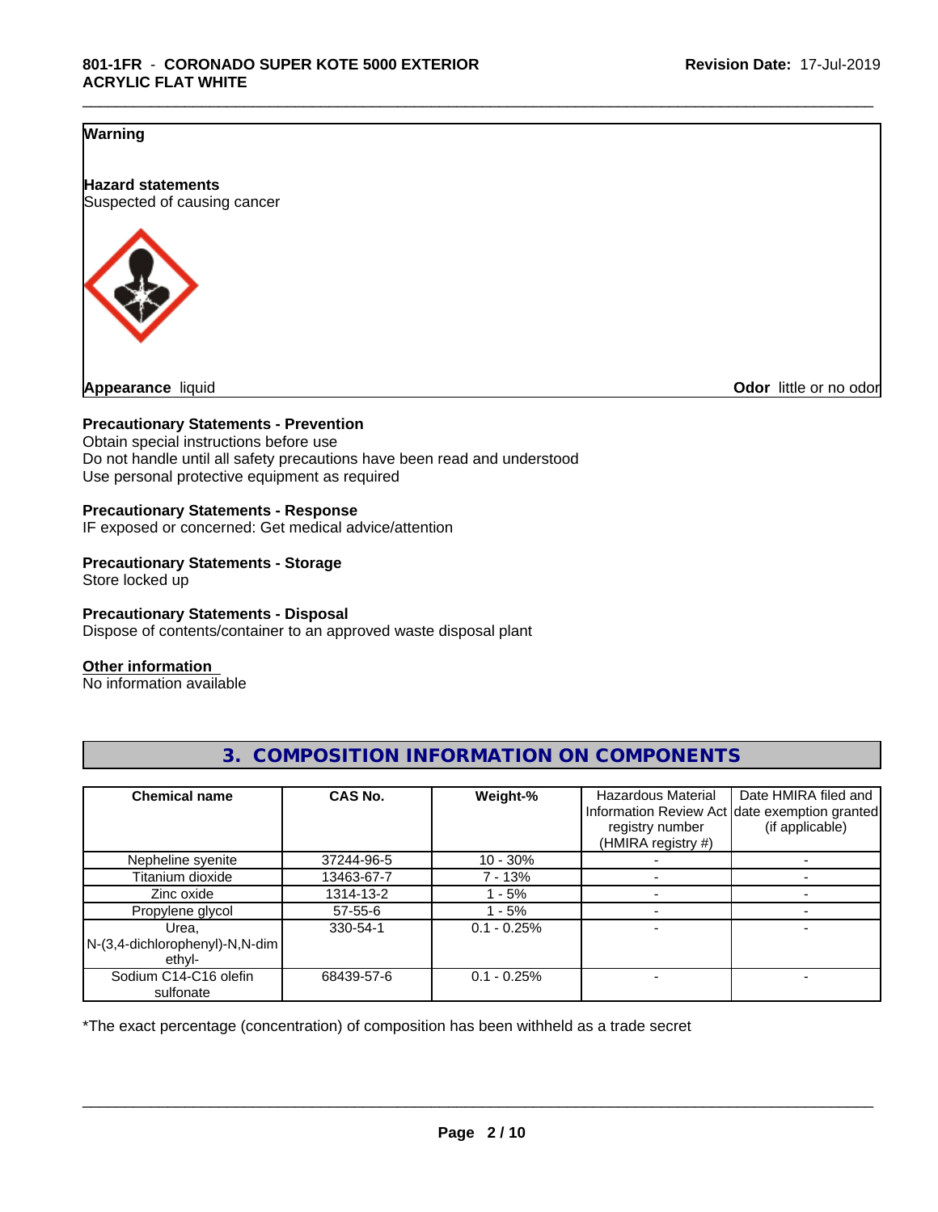**Warning**

**Hazard statements**
Suspected of causing cancer

**Appearance** liquid **Odor** little or no odor

**Precautionary Statements - Prevention**
Obtain special instructions before use
Do not handle until all safety precautions have been read and understood
Use personal protective equipment as required

**Precautionary Statements - Response**
IF exposed or concerned: Get medical advice/attention

**Precautionary Statements - Storage**
Store locked up

**Precautionary Statements - Disposal**
Dispose of contents/container to an approved waste disposal plant

**Other information**
No information available

## 3. COMPOSITION INFORMATION ON COMPONENTS

| Chemical name | CAS No. | Weight-% | Hazardous Material Information Review Act registry number (HMIRA registry #) | Date HMIRA filed and date exemption granted (if applicable) |
|---|---|---|---|---|
| Nepheline syenite | 37244-96-5 | 10 - 30% | - | - |
| Titanium dioxide | 13463-67-7 | 7 - 13% | - | - |
| Zinc oxide | 1314-13-2 | 1 - 5% | - | - |
| Propylene glycol | 57-55-6 | 1 - 5% | - | - |
| Urea, N-(3,4-dichlorophenyl)-N,N-dimethyl- | 330-54-1 | 0.1 - 0.25% | - | - |
| Sodium C14-C16 olefin sulfonate | 68439-57-6 | 0.1 - 0.25% | - | - |

*The exact percentage (concentration) of composition has been withheld as a trade secret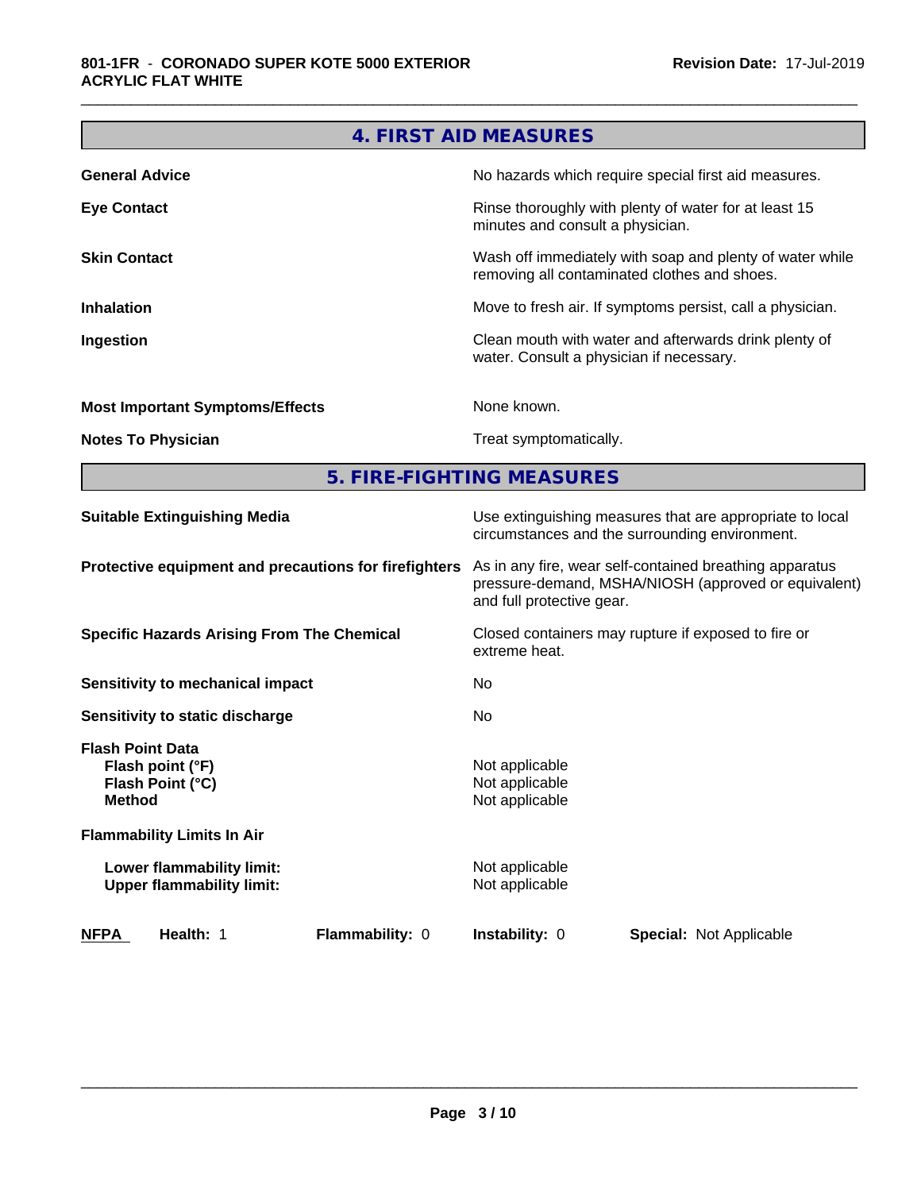## 4. FIRST AID MEASURES

| | |
|---|---|
| **General Advice** | No hazards which require special first aid measures. |
| **Eye Contact** | Rinse thoroughly with plenty of water for at least 15 minutes and consult a physician. |
| **Skin Contact** | Wash off immediately with soap and plenty of water while removing all contaminated clothes and shoes. |
| **Inhalation** | Move to fresh air. If symptoms persist, call a physician. |
| **Ingestion** | Clean mouth with water and afterwards drink plenty of water. Consult a physician if necessary. |
| **Most Important Symptoms/Effects** | None known. |
| **Notes To Physician** | Treat symptomatically. |

## 5. FIRE-FIGHTING MEASURES

| | |
|---|---|
| **Suitable Extinguishing Media** | Use extinguishing measures that are appropriate to local circumstances and the surrounding environment. |
| **Protective equipment and precautions for firefighters** | As in any fire, wear self-contained breathing apparatus pressure-demand, MSHA/NIOSH (approved or equivalent) and full protective gear. |
| **Specific Hazards Arising From The Chemical** | Closed containers may rupture if exposed to fire or extreme heat. |
| **Sensitivity to mechanical impact** | No |
| **Sensitivity to static discharge** | No |

**Flash Point Data**

| | |
|---|---|
| **Flash point (°F)** | Not applicable |
| **Flash Point (°C)** | Not applicable |
| **Method** | Not applicable |

**Flammability Limits In Air**

| | |
|---|---|
| **Lower flammability limit:** | Not applicable |
| **Upper flammability limit:** | Not applicable |

| **NFPA** | **Health:** 1 | **Flammability:** 0 | **Instability:** 0 | **Special:** Not Applicable |
|---|---|---|---|---|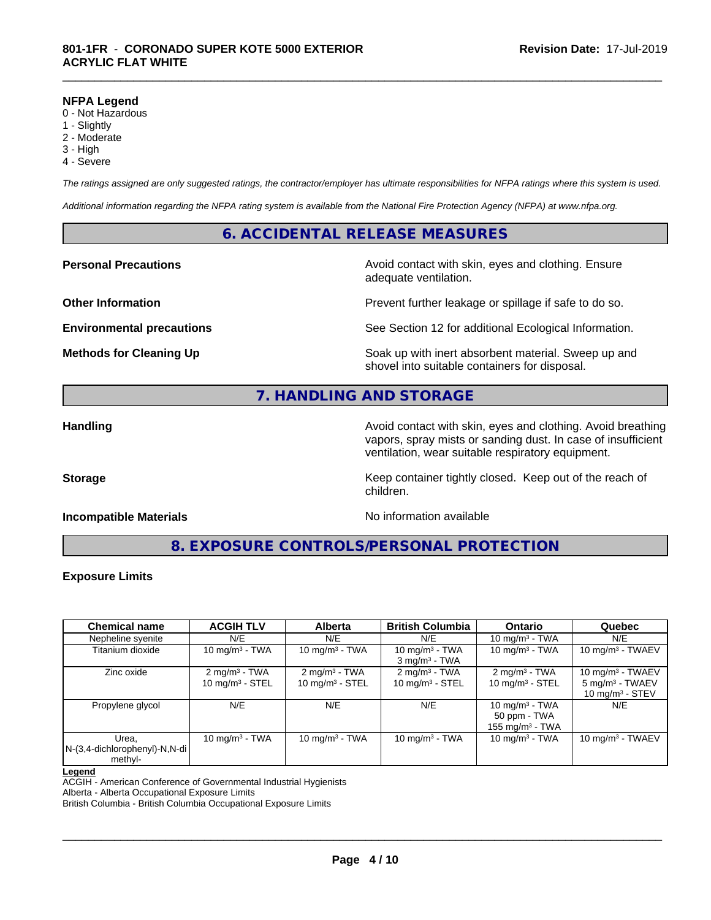**NFPA Legend**
0 - Not Hazardous
1 - Slightly
2 - Moderate
3 - High
4 - Severe

*The ratings assigned are only suggested ratings, the contractor/employer has ultimate responsibilities for NFPA ratings where this system is used.*

*Additional information regarding the NFPA rating system is available from the National Fire Protection Agency (NFPA) at www.nfpa.org.*

## 6. ACCIDENTAL RELEASE MEASURES

**Personal Precautions** — Avoid contact with skin, eyes and clothing. Ensure adequate ventilation.

**Other Information** — Prevent further leakage or spillage if safe to do so.

**Environmental precautions** — See Section 12 for additional Ecological Information.

**Methods for Cleaning Up** — Soak up with inert absorbent material. Sweep up and shovel into suitable containers for disposal.

## 7. HANDLING AND STORAGE

**Handling** — Avoid contact with skin, eyes and clothing. Avoid breathing vapors, spray mists or sanding dust. In case of insufficient ventilation, wear suitable respiratory equipment.

**Storage** — Keep container tightly closed. Keep out of the reach of children.

**Incompatible Materials** — No information available

## 8. EXPOSURE CONTROLS/PERSONAL PROTECTION

**Exposure Limits**

| Chemical name | ACGIH TLV | Alberta | British Columbia | Ontario | Quebec |
|---|---|---|---|---|---|
| Nepheline syenite | N/E | N/E | N/E | 10 mg/m³ - TWA | N/E |
| Titanium dioxide | 10 mg/m³ - TWA | 10 mg/m³ - TWA | 10 mg/m³ - TWA<br>3 mg/m³ - TWA | 10 mg/m³ - TWA | 10 mg/m³ - TWAEV |
| Zinc oxide | 2 mg/m³ - TWA<br>10 mg/m³ - STEL | 2 mg/m³ - TWA<br>10 mg/m³ - STEL | 2 mg/m³ - TWA<br>10 mg/m³ - STEL | 2 mg/m³ - TWA<br>10 mg/m³ - STEL | 10 mg/m³ - TWAEV<br>5 mg/m³ - TWAEV<br>10 mg/m³ - STEV |
| Propylene glycol | N/E | N/E | N/E | 10 mg/m³ - TWA<br>50 ppm - TWA<br>155 mg/m³ - TWA | N/E |
| Urea, N-(3,4-dichlorophenyl)-N,N-di methyl- | 10 mg/m³ - TWA | 10 mg/m³ - TWA | 10 mg/m³ - TWA | 10 mg/m³ - TWA | 10 mg/m³ - TWAEV |

**Legend**
ACGIH - American Conference of Governmental Industrial Hygienists
Alberta - Alberta Occupational Exposure Limits
British Columbia - British Columbia Occupational Exposure Limits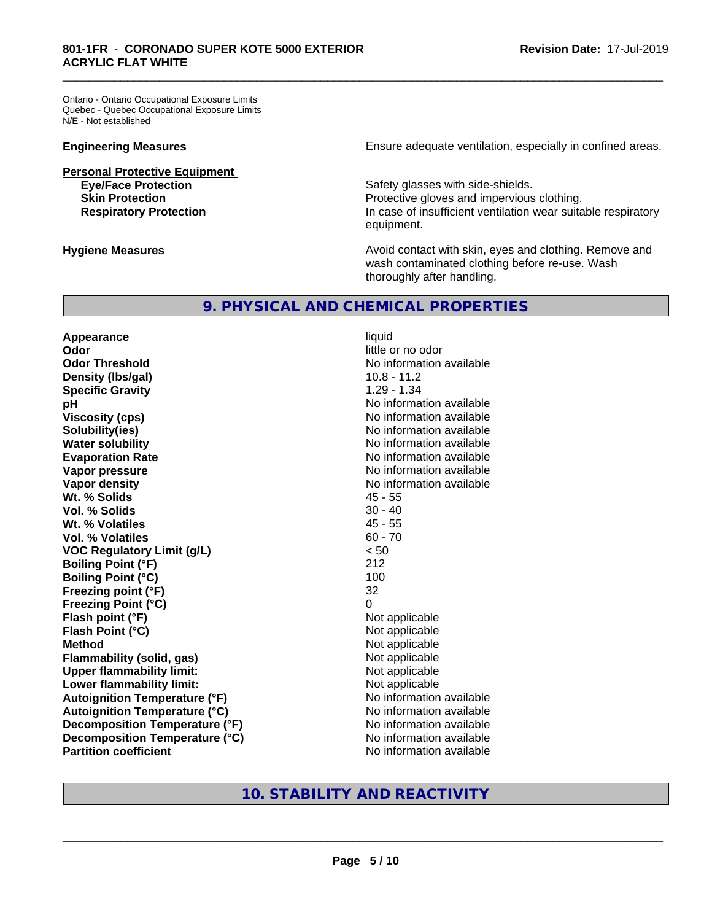Ontario - Ontario Occupational Exposure Limits
Quebec - Quebec Occupational Exposure Limits
N/E - Not established

**Engineering Measures** Ensure adequate ventilation, especially in confined areas.

**Personal Protective Equipment**

| | |
|---|---|
| **Eye/Face Protection** | Safety glasses with side-shields. |
| **Skin Protection** | Protective gloves and impervious clothing. |
| **Respiratory Protection** | In case of insufficient ventilation wear suitable respiratory equipment. |

**Hygiene Measures** Avoid contact with skin, eyes and clothing. Remove and wash contaminated clothing before re-use. Wash thoroughly after handling.

## 9. PHYSICAL AND CHEMICAL PROPERTIES

| | |
|---|---|
| **Appearance** | liquid |
| **Odor** | little or no odor |
| **Odor Threshold** | No information available |
| **Density (lbs/gal)** | 10.8 - 11.2 |
| **Specific Gravity** | 1.29 - 1.34 |
| **pH** | No information available |
| **Viscosity (cps)** | No information available |
| **Solubility(ies)** | No information available |
| **Water solubility** | No information available |
| **Evaporation Rate** | No information available |
| **Vapor pressure** | No information available |
| **Vapor density** | No information available |
| **Wt. % Solids** | 45 - 55 |
| **Vol. % Solids** | 30 - 40 |
| **Wt. % Volatiles** | 45 - 55 |
| **Vol. % Volatiles** | 60 - 70 |
| **VOC Regulatory Limit (g/L)** | < 50 |
| **Boiling Point (°F)** | 212 |
| **Boiling Point (°C)** | 100 |
| **Freezing point (°F)** | 32 |
| **Freezing Point (°C)** | 0 |
| **Flash point (°F)** | Not applicable |
| **Flash Point (°C)** | Not applicable |
| **Method** | Not applicable |
| **Flammability (solid, gas)** | Not applicable |
| **Upper flammability limit:** | Not applicable |
| **Lower flammability limit:** | Not applicable |
| **Autoignition Temperature (°F)** | No information available |
| **Autoignition Temperature (°C)** | No information available |
| **Decomposition Temperature (°F)** | No information available |
| **Decomposition Temperature (°C)** | No information available |
| **Partition coefficient** | No information available |

## 10. STABILITY AND REACTIVITY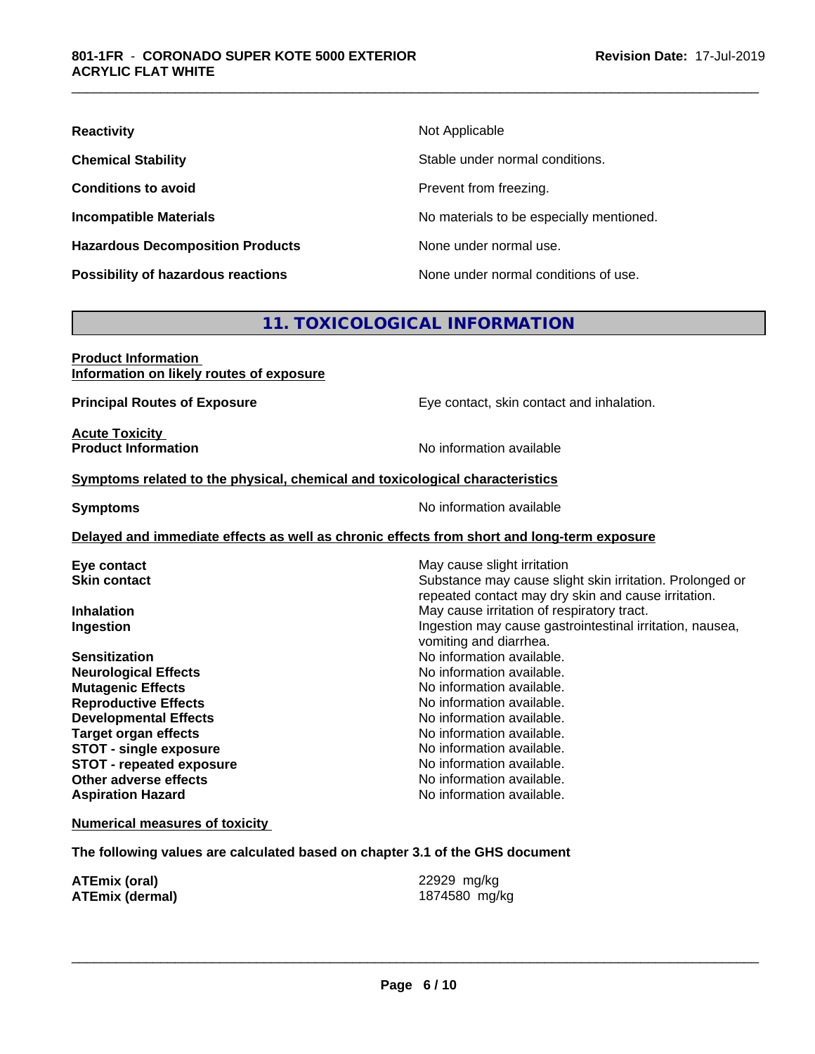| | |
|---|---|
| **Reactivity** | Not Applicable |
| **Chemical Stability** | Stable under normal conditions. |
| **Conditions to avoid** | Prevent from freezing. |
| **Incompatible Materials** | No materials to be especially mentioned. |
| **Hazardous Decomposition Products** | None under normal use. |
| **Possibility of hazardous reactions** | None under normal conditions of use. |

## 11. TOXICOLOGICAL INFORMATION

**Product Information**
**Information on likely routes of exposure**

| | |
|---|---|
| **Principal Routes of Exposure** | Eye contact, skin contact and inhalation. |

**Acute Toxicity**

| | |
|---|---|
| **Product Information** | No information available |

**Symptoms related to the physical, chemical and toxicological characteristics**

| | |
|---|---|
| **Symptoms** | No information available |

**Delayed and immediate effects as well as chronic effects from short and long-term exposure**

| | |
|---|---|
| **Eye contact** | May cause slight irritation |
| **Skin contact** | Substance may cause slight skin irritation. Prolonged or repeated contact may dry skin and cause irritation. |
| **Inhalation** | May cause irritation of respiratory tract. |
| **Ingestion** | Ingestion may cause gastrointestinal irritation, nausea, vomiting and diarrhea. |
| **Sensitization** | No information available. |
| **Neurological Effects** | No information available. |
| **Mutagenic Effects** | No information available. |
| **Reproductive Effects** | No information available. |
| **Developmental Effects** | No information available. |
| **Target organ effects** | No information available. |
| **STOT - single exposure** | No information available. |
| **STOT - repeated exposure** | No information available. |
| **Other adverse effects** | No information available. |
| **Aspiration Hazard** | No information available. |

**Numerical measures of toxicity**

**The following values are calculated based on chapter 3.1 of the GHS document**

| | |
|---|---|
| **ATEmix (oral)** | 22929 mg/kg |
| **ATEmix (dermal)** | 1874580 mg/kg |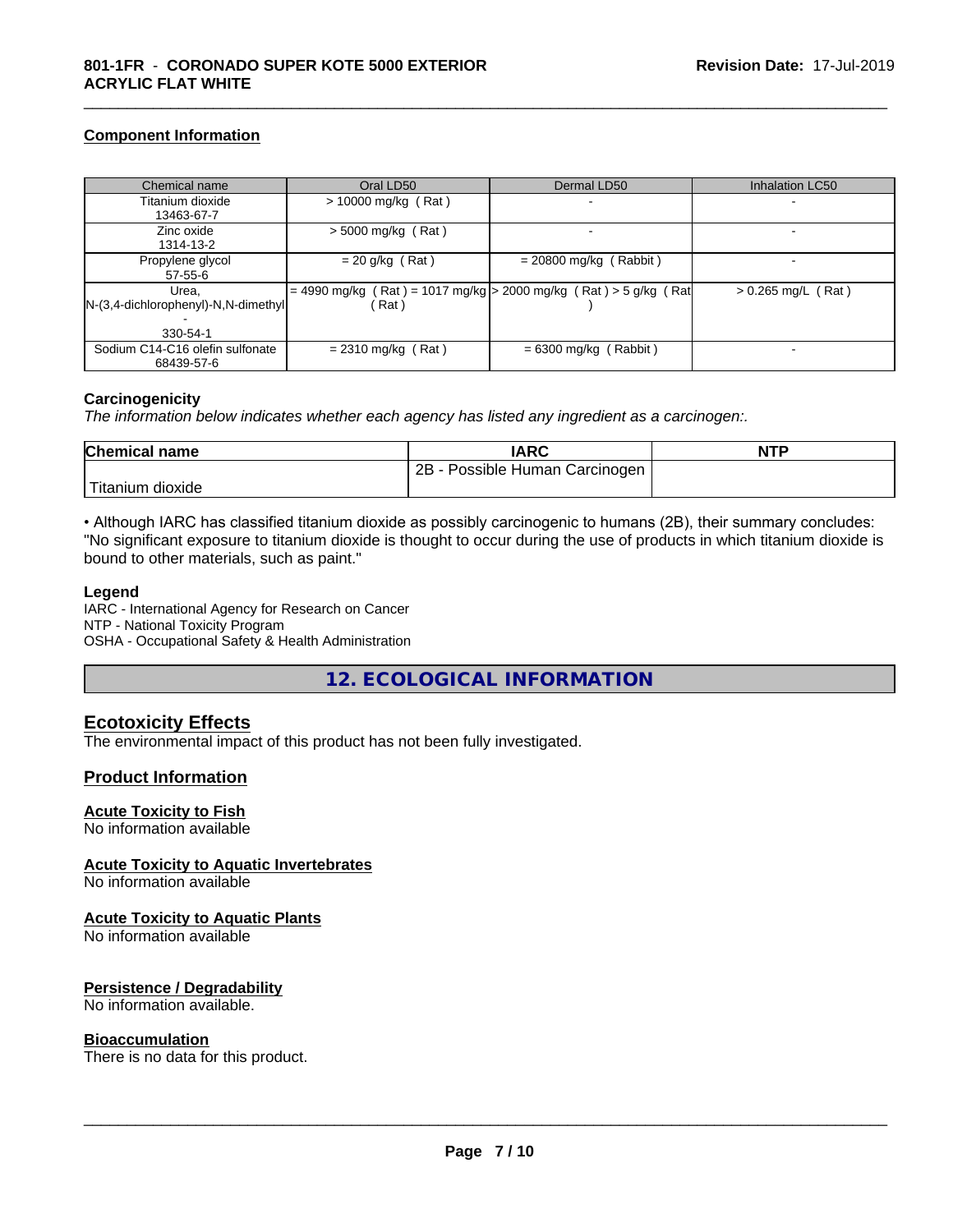### Component Information

| Chemical name | Oral LD50 | Dermal LD50 | Inhalation LC50 |
|---|---|---|---|
| Titanium dioxide 13463-67-7 | > 10000 mg/kg ( Rat ) | - | - |
| Zinc oxide 1314-13-2 | > 5000 mg/kg ( Rat ) | - | - |
| Propylene glycol 57-55-6 | = 20 g/kg ( Rat ) | = 20800 mg/kg ( Rabbit ) | - |
| Urea, N-(3,4-dichlorophenyl)-N,N-dimethyl - 330-54-1 | = 4990 mg/kg ( Rat ) = 1017 mg/kg ( Rat ) | > 2000 mg/kg ( Rat ) > 5 g/kg ( Rat ) | > 0.265 mg/L ( Rat ) |
| Sodium C14-C16 olefin sulfonate 68439-57-6 | = 2310 mg/kg ( Rat ) | = 6300 mg/kg ( Rabbit ) | - |

### Carcinogenicity

*The information below indicates whether each agency has listed any ingredient as a carcinogen:.*

| Chemical name | IARC | NTP |
|---|---|---|
| Titanium dioxide | 2B - Possible Human Carcinogen | |

• Although IARC has classified titanium dioxide as possibly carcinogenic to humans (2B), their summary concludes: "No significant exposure to titanium dioxide is thought to occur during the use of products in which titanium dioxide is bound to other materials, such as paint."

**Legend**

IARC - International Agency for Research on Cancer
NTP - National Toxicity Program
OSHA - Occupational Safety & Health Administration

## 12. ECOLOGICAL INFORMATION

### Ecotoxicity Effects

The environmental impact of this product has not been fully investigated.

### Product Information

**Acute Toxicity to Fish**
No information available

**Acute Toxicity to Aquatic Invertebrates**
No information available

**Acute Toxicity to Aquatic Plants**
No information available

**Persistence / Degradability**
No information available.

**Bioaccumulation**
There is no data for this product.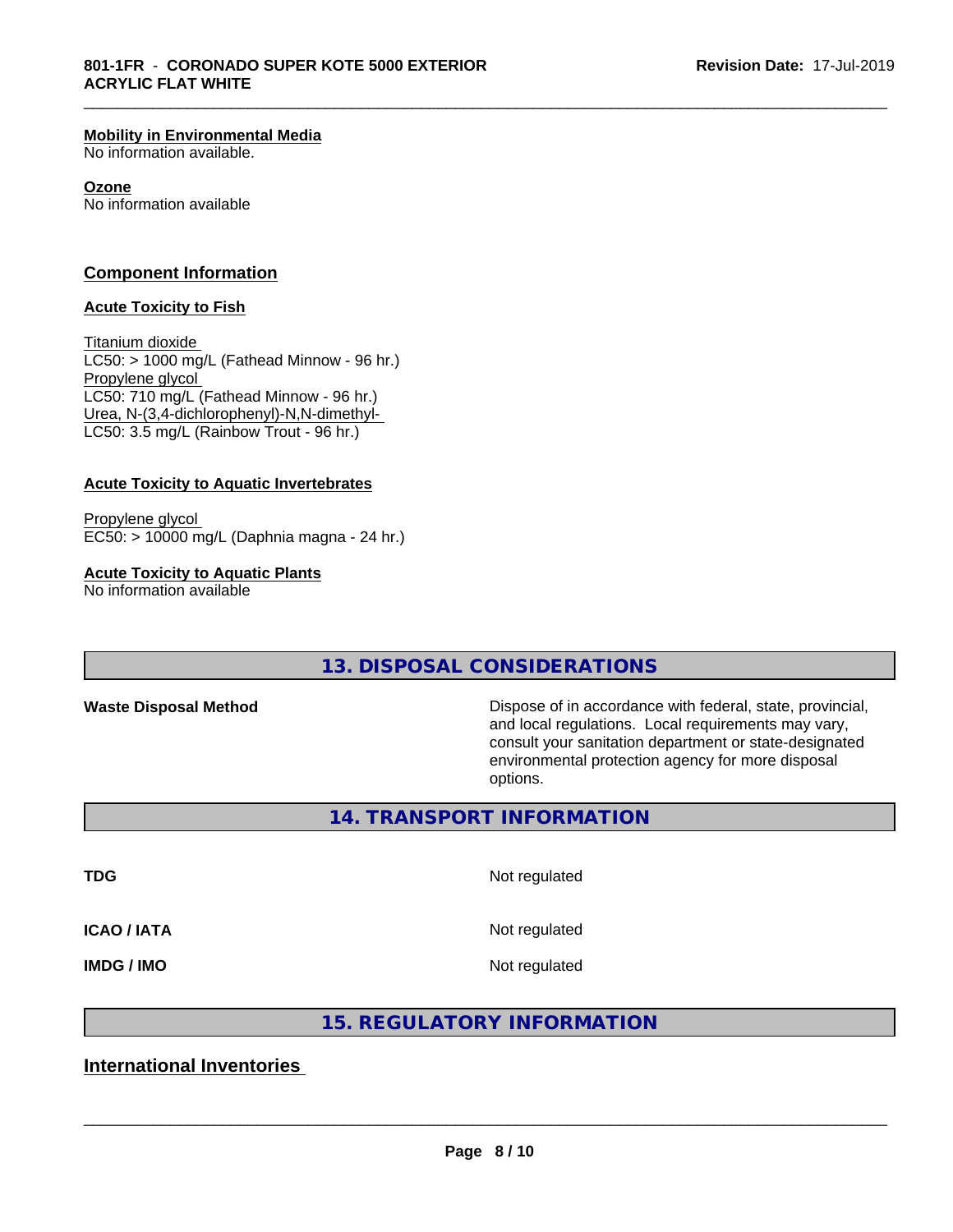**Mobility in Environmental Media**
No information available.

**Ozone**
No information available

## Component Information

### Acute Toxicity to Fish

Titanium dioxide
LC50: > 1000 mg/L (Fathead Minnow - 96 hr.)
Propylene glycol
LC50: 710 mg/L (Fathead Minnow - 96 hr.)
Urea, N-(3,4-dichlorophenyl)-N,N-dimethyl-
LC50: 3.5 mg/L (Rainbow Trout - 96 hr.)

### Acute Toxicity to Aquatic Invertebrates

Propylene glycol
EC50: > 10000 mg/L (Daphnia magna - 24 hr.)

### Acute Toxicity to Aquatic Plants
No information available

## 13. DISPOSAL CONSIDERATIONS

**Waste Disposal Method** — Dispose of in accordance with federal, state, provincial, and local regulations. Local requirements may vary, consult your sanitation department or state-designated environmental protection agency for more disposal options.

## 14. TRANSPORT INFORMATION

| | |
|---|---|
| **TDG** | Not regulated |
| **ICAO / IATA** | Not regulated |
| **IMDG / IMO** | Not regulated |

## 15. REGULATORY INFORMATION

### International Inventories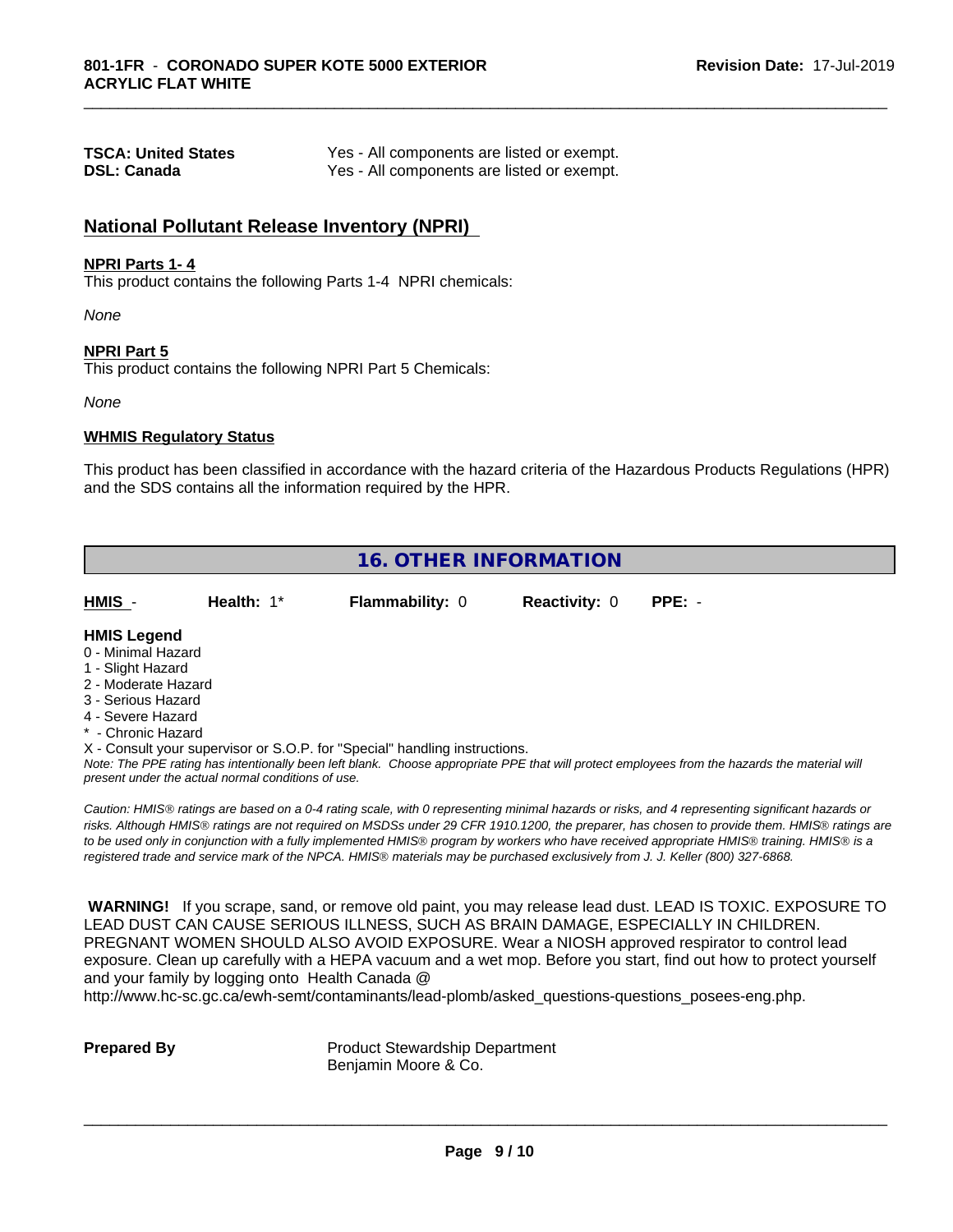| | |
|---|---|
| **TSCA: United States** | Yes - All components are listed or exempt. |
| **DSL: Canada** | Yes - All components are listed or exempt. |

## National Pollutant Release Inventory (NPRI)

**NPRI Parts 1- 4**
This product contains the following Parts 1-4 NPRI chemicals:

*None*

**NPRI Part 5**
This product contains the following NPRI Part 5 Chemicals:

*None*

**WHMIS Regulatory Status**

This product has been classified in accordance with the hazard criteria of the Hazardous Products Regulations (HPR) and the SDS contains all the information required by the HPR.

## 16. OTHER INFORMATION

| **HMIS** - | **Health:** 1* | **Flammability:** 0 | **Reactivity:** 0 | **PPE:** - |
|---|---|---|---|---|

**HMIS Legend**
0 - Minimal Hazard
1 - Slight Hazard
2 - Moderate Hazard
3 - Serious Hazard
4 - Severe Hazard
* - Chronic Hazard
X - Consult your supervisor or S.O.P. for "Special" handling instructions.
*Note: The PPE rating has intentionally been left blank. Choose appropriate PPE that will protect employees from the hazards the material will present under the actual normal conditions of use.*

*Caution: HMIS® ratings are based on a 0-4 rating scale, with 0 representing minimal hazards or risks, and 4 representing significant hazards or risks. Although HMIS® ratings are not required on MSDSs under 29 CFR 1910.1200, the preparer, has chosen to provide them. HMIS® ratings are to be used only in conjunction with a fully implemented HMIS® program by workers who have received appropriate HMIS® training. HMIS® is a registered trade and service mark of the NPCA. HMIS® materials may be purchased exclusively from J. J. Keller (800) 327-6868.*

**WARNING!** If you scrape, sand, or remove old paint, you may release lead dust. LEAD IS TOXIC. EXPOSURE TO LEAD DUST CAN CAUSE SERIOUS ILLNESS, SUCH AS BRAIN DAMAGE, ESPECIALLY IN CHILDREN. PREGNANT WOMEN SHOULD ALSO AVOID EXPOSURE. Wear a NIOSH approved respirator to control lead exposure. Clean up carefully with a HEPA vacuum and a wet mop. Before you start, find out how to protect yourself and your family by logging onto Health Canada @ http://www.hc-sc.gc.ca/ewh-semt/contaminants/lead-plomb/asked_questions-questions_posees-eng.php.

**Prepared By** Product Stewardship Department
Benjamin Moore & Co.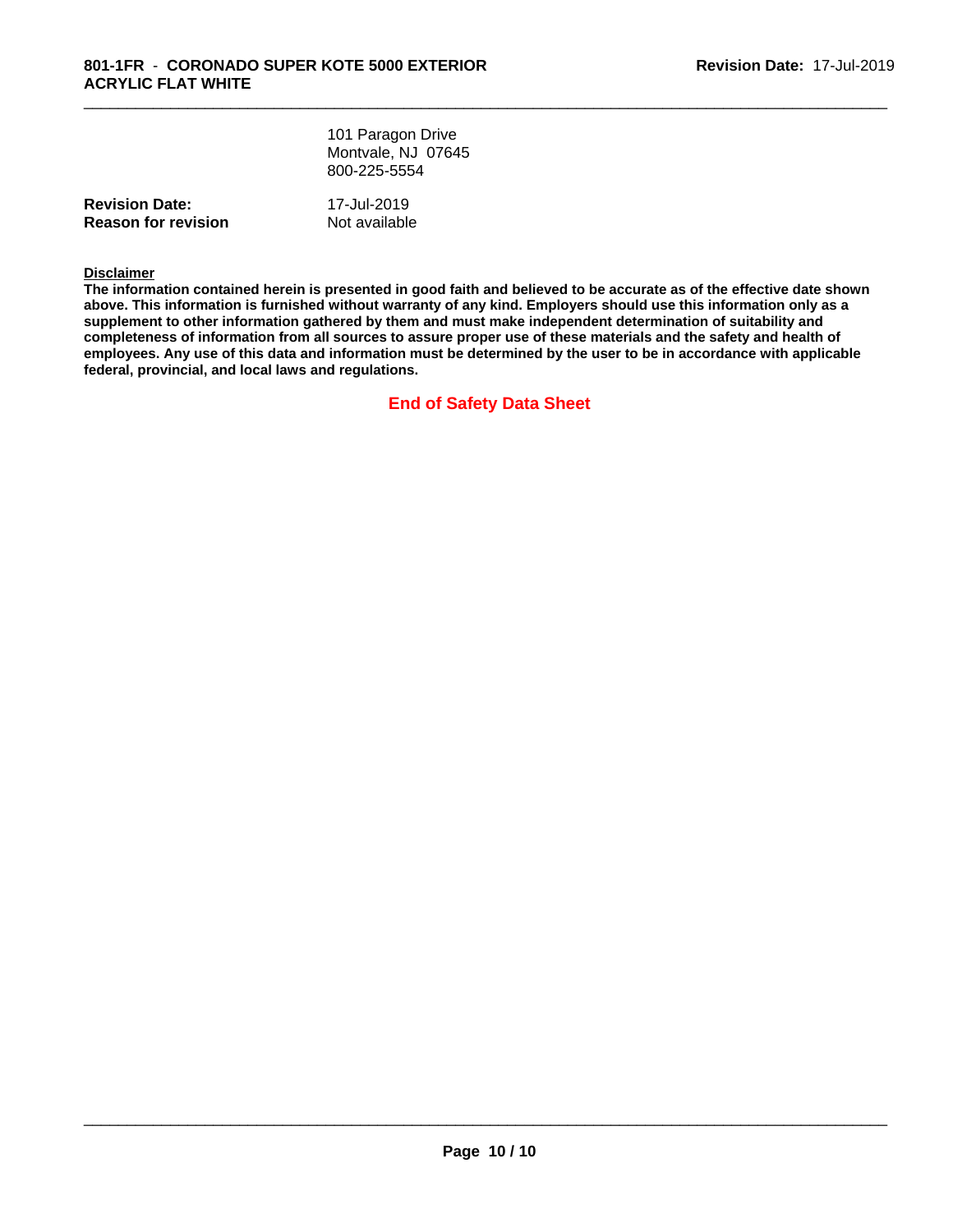101 Paragon Drive
Montvale, NJ 07645
800-225-5554

**Revision Date:** 17-Jul-2019
**Reason for revision** Not available

**Disclaimer**

**The information contained herein is presented in good faith and believed to be accurate as of the effective date shown above. This information is furnished without warranty of any kind. Employers should use this information only as a supplement to other information gathered by them and must make independent determination of suitability and completeness of information from all sources to assure proper use of these materials and the safety and health of employees. Any use of this data and information must be determined by the user to be in accordance with applicable federal, provincial, and local laws and regulations.**

**End of Safety Data Sheet**